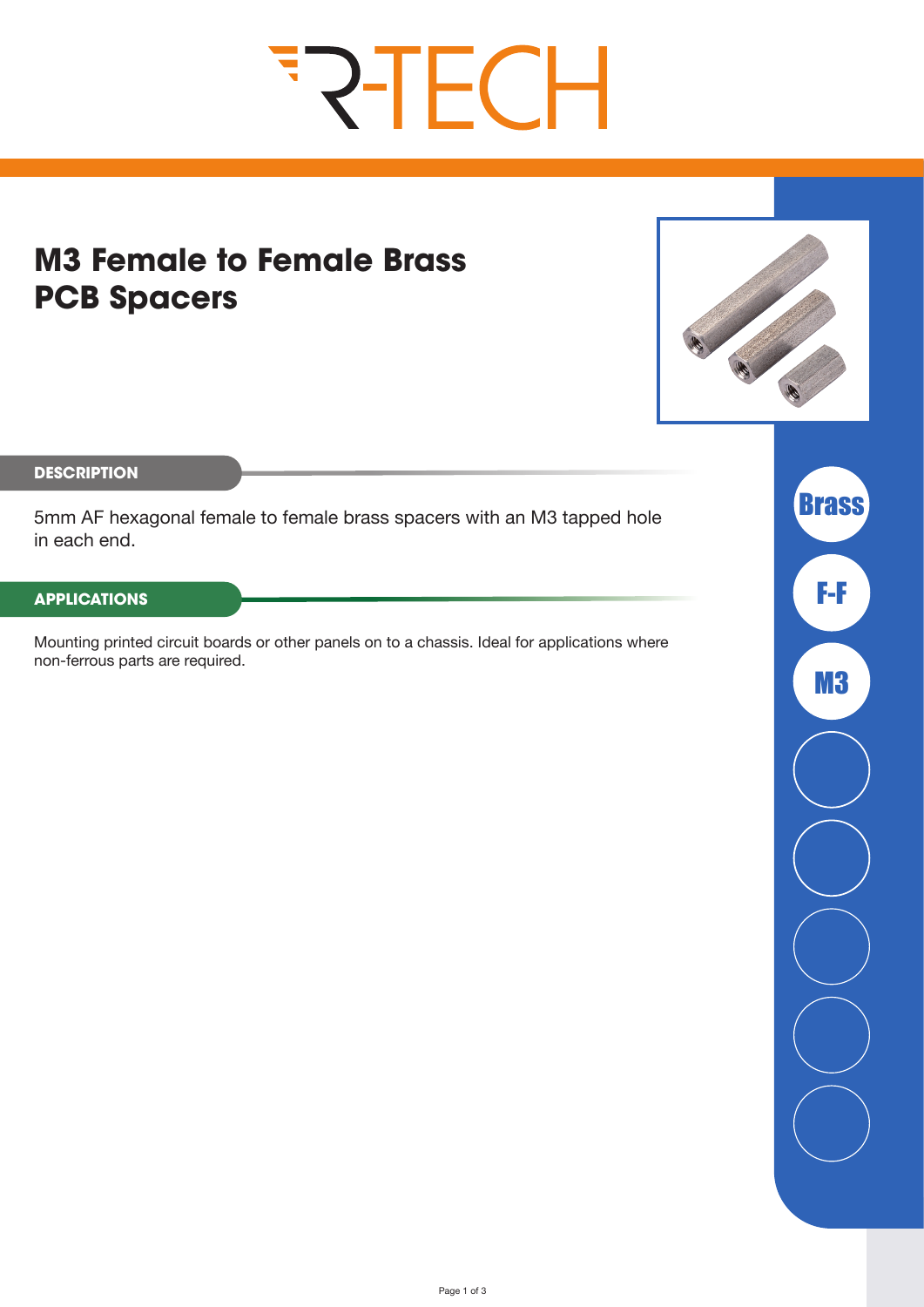# M3 Female to Female Brass PCB Spacers

## DESCRIPTION

5mm AF hexagonal female to female brass spacers with an M3 tapped hole in each end.

## APPLICATIONS

Mounting printed circuit boards or other panels on to a chassis. Ideal for applications where non-ferrous parts are required.

Brass

F-F

M3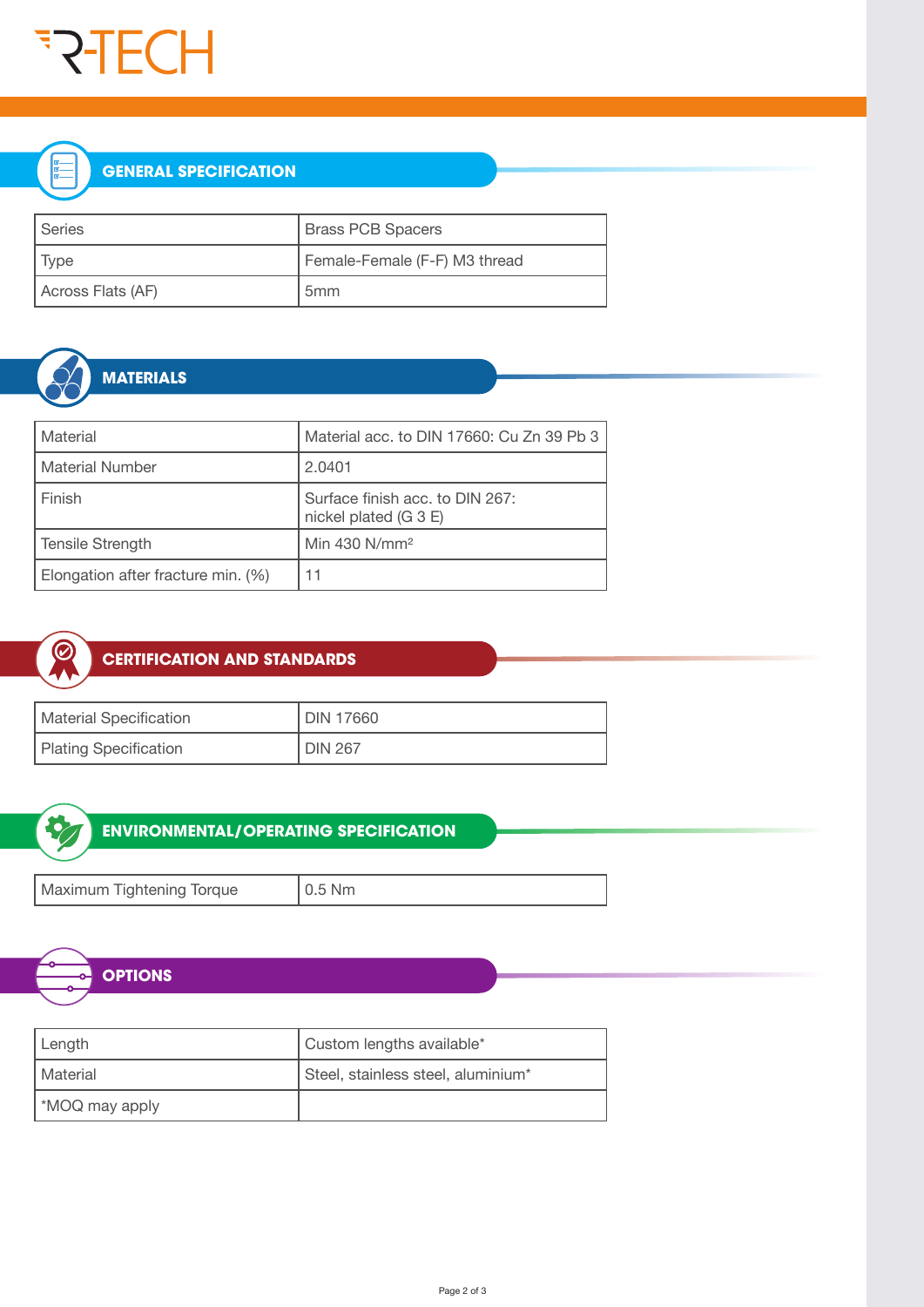## GENERAL SPECIFICATION

| Series | Brass PCB Spacers |
|---|---|
| Type | Female-Female (F-F) M3 thread |
| Across Flats (AF) | 5mm |

## MATERIALS

| Material | Material acc. to DIN 17660: Cu Zn 39 Pb 3 |
|---|---|
| Material Number | 2.0401 |
| Finish | Surface finish acc. to DIN 267: nickel plated (G 3 E) |
| Tensile Strength | Min 430 N/mm$^2$ |
| Elongation after fracture min. (%) | 11 |

## CERTIFICATION AND STANDARDS

| Material Specification | DIN 17660 |
|---|---|
| Plating Specification | DIN 267 |

## ENVIRONMENTAL/OPERATING SPECIFICATION

| Maximum Tightening Torque | 0.5 Nm |
|---|---|

## OPTIONS

| Length | Custom lengths available* |
|---|---|
| Material | Steel, stainless steel, aluminium* |
| *MOQ may apply | |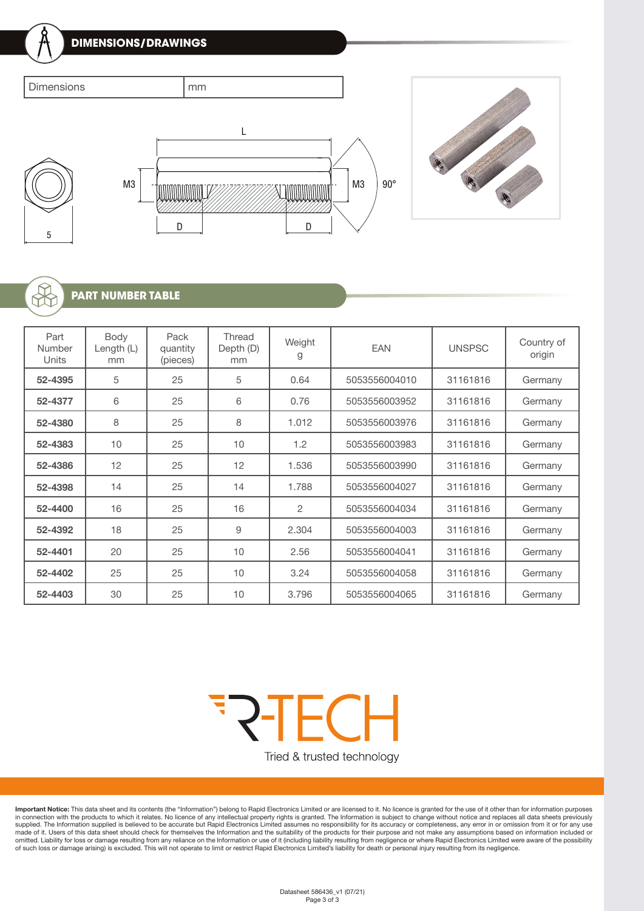## DIMENSIONS/DRAWINGS

| Dimensions | mm |
|---|---|

L

M3

M3

90°

5

D

D

## PART NUMBER TABLE

| Part Number Units | Body Length (L) mm | Pack quantity (pieces) | Thread Depth (D) mm | Weight g | EAN | UNSPSC | Country of origin |
|---|---|---|---|---|---|---|---|
| **52-4395** | 5 | 25 | 5 | 0.64 | 5053556004010 | 31161816 | Germany |
| **52-4377** | 6 | 25 | 6 | 0.76 | 5053556003952 | 31161816 | Germany |
| **52-4380** | 8 | 25 | 8 | 1.012 | 5053556003976 | 31161816 | Germany |
| **52-4383** | 10 | 25 | 10 | 1.2 | 5053556003983 | 31161816 | Germany |
| **52-4386** | 12 | 25 | 12 | 1.536 | 5053556003990 | 31161816 | Germany |
| **52-4398** | 14 | 25 | 14 | 1.788 | 5053556004027 | 31161816 | Germany |
| **52-4400** | 16 | 25 | 16 | 2 | 5053556004034 | 31161816 | Germany |
| **52-4392** | 18 | 25 | 9 | 2.304 | 5053556004003 | 31161816 | Germany |
| **52-4401** | 20 | 25 | 10 | 2.56 | 5053556004041 | 31161816 | Germany |
| **52-4402** | 25 | 25 | 10 | 3.24 | 5053556004058 | 31161816 | Germany |
| **52-4403** | 30 | 25 | 10 | 3.796 | 5053556004065 | 31161816 | Germany |

R-TECH

Tried & trusted technology

**Important Notice:** This data sheet and its contents (the "Information") belong to Rapid Electronics Limited or are licensed to it. No licence is granted for the use of it other than for information purposes in connection with the products to which it relates. No licence of any intellectual property rights is granted. The Information is subject to change without notice and replaces all data sheets previously supplied. The Information supplied is believed to be accurate but Rapid Electronics Limited assumes no responsibility for its accuracy or completeness, any error in or omission from it or for any use made of it. Users of this data sheet should check for themselves the Information and the suitability of the products for their purpose and not make any assumptions based on information included or omitted. Liability for loss or damage resulting from any reliance on the Information or use of it (including liability resulting from negligence or where Rapid Electronics Limited were aware of the possibility of such loss or damage arising) is excluded. This will not operate to limit or restrict Rapid Electronics Limited's liability for death or personal injury resulting from its negligence.

Datasheet 586436_v1 (07/21)